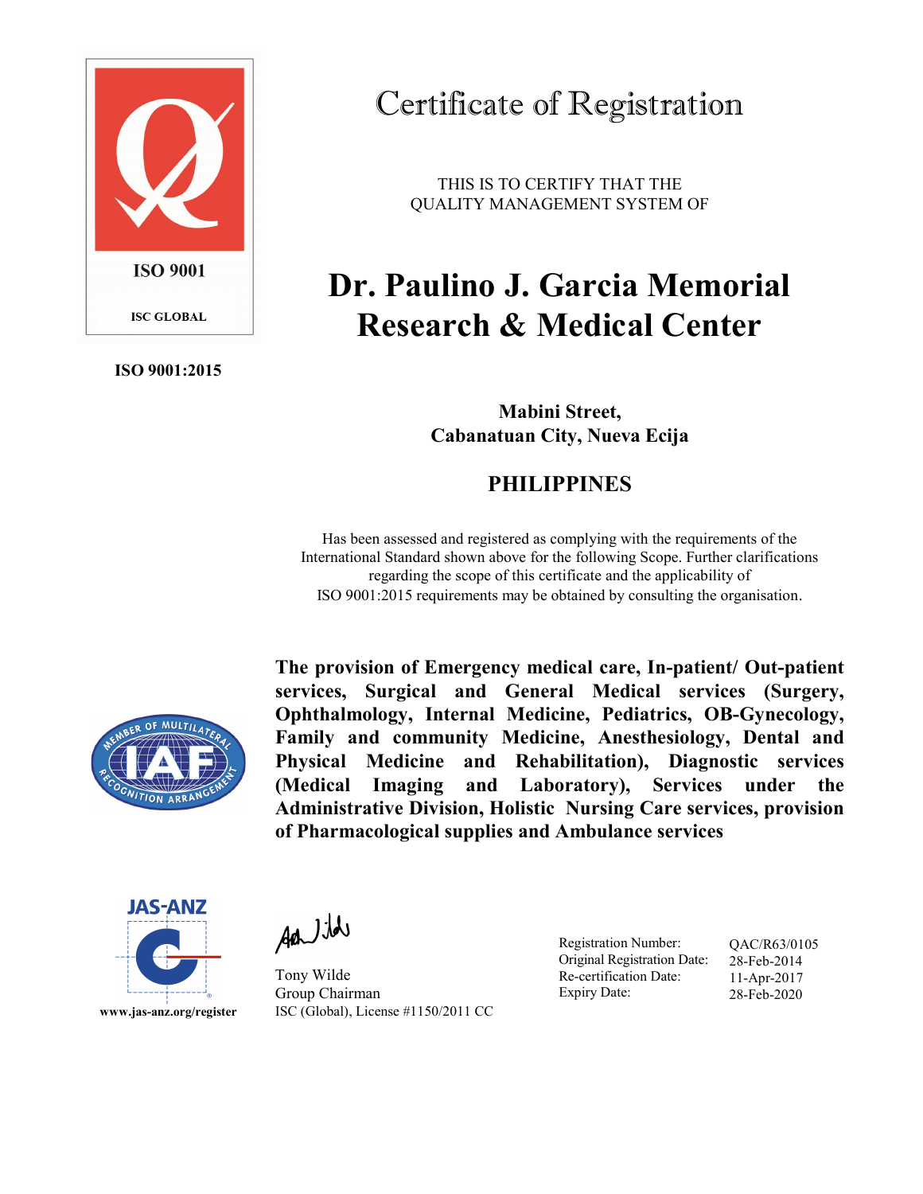ISO 9001

ISC GLOBAL

**ISO 9001:2015**

# Certificate of Registration

THIS IS TO CERTIFY THAT THE
QUALITY MANAGEMENT SYSTEM OF

# Dr. Paulino J. Garcia Memorial Research & Medical Center

**Mabini Street,**
**Cabanatuan City, Nueva Ecija**

## PHILIPPINES

Has been assessed and registered as complying with the requirements of the International Standard shown above for the following Scope. Further clarifications regarding the scope of this certificate and the applicability of ISO 9001:2015 requirements may be obtained by consulting the organisation.

**The provision of Emergency medical care, In-patient/ Out-patient services, Surgical and General Medical services (Surgery, Ophthalmology, Internal Medicine, Pediatrics, OB-Gynecology, Family and community Medicine, Anesthesiology, Dental and Physical Medicine and Rehabilitation), Diagnostic services (Medical Imaging and Laboratory), Services under the Administrative Division, Holistic Nursing Care services, provision of Pharmacological supplies and Ambulance services**

MEMBER OF MULTILATERAL RECOGNITION ARRANGEMENT — IAF

JAS-ANZ

www.jas-anz.org/register

Tony Wilde
Group Chairman
ISC (Global), License #1150/2011 CC

| | |
|---|---|
| Registration Number: | QAC/R63/0105 |
| Original Registration Date: | 28-Feb-2014 |
| Re-certification Date: | 11-Apr-2017 |
| Expiry Date: | 28-Feb-2020 |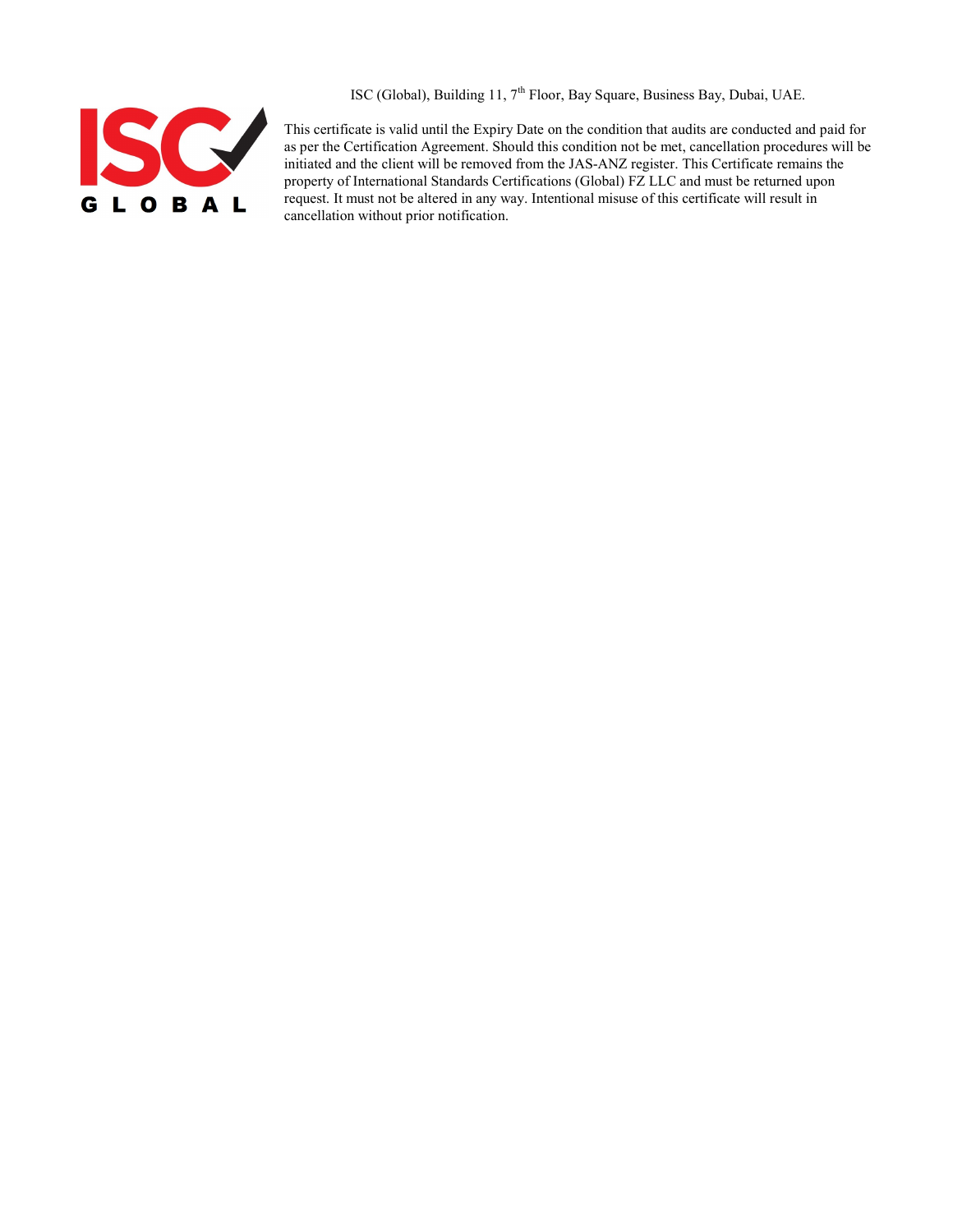ISC (Global), Building 11, 7th Floor, Bay Square, Business Bay, Dubai, UAE.

This certificate is valid until the Expiry Date on the condition that audits are conducted and paid for as per the Certification Agreement. Should this condition not be met, cancellation procedures will be initiated and the client will be removed from the JAS-ANZ register. This Certificate remains the property of International Standards Certifications (Global) FZ LLC and must be returned upon request. It must not be altered in any way. Intentional misuse of this certificate will result in cancellation without prior notification.